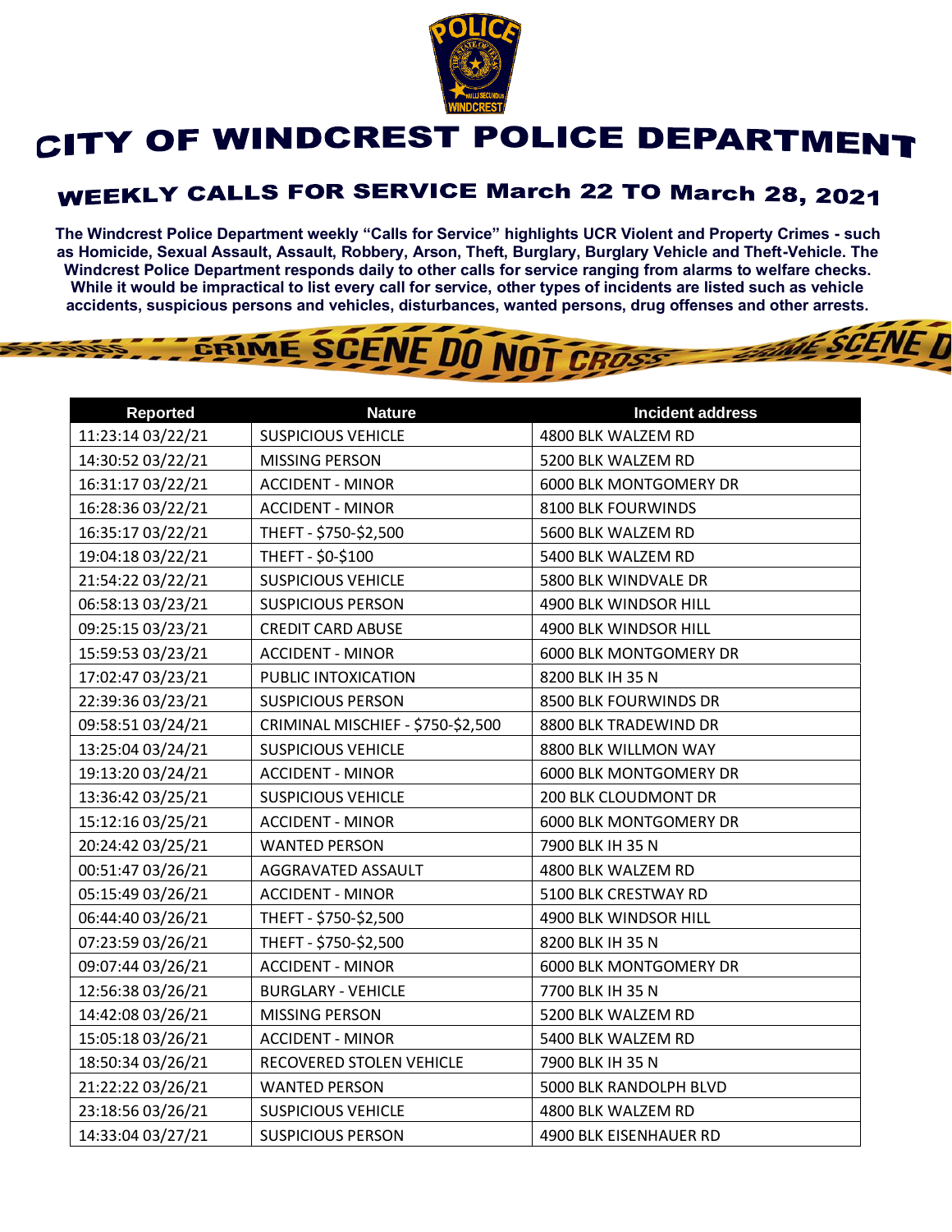# CITY OF WINDCREST POLICE DEPARTMENT

## WEEKLY CALLS FOR SERVICE March 22 TO March 28, 2021

**The Windcrest Police Department weekly "Calls for Service" highlights UCR Violent and Property Crimes - such as Homicide, Sexual Assault, Assault, Robbery, Arson, Theft, Burglary, Burglary Vehicle and Theft-Vehicle. The Windcrest Police Department responds daily to other calls for service ranging from alarms to welfare checks. While it would be impractical to list every call for service, other types of incidents are listed such as vehicle accidents, suspicious persons and vehicles, disturbances, wanted persons, drug offenses and other arrests.**

| Reported | Nature | Incident address |
|---|---|---|
| 11:23:14 03/22/21 | SUSPICIOUS VEHICLE | 4800 BLK WALZEM RD |
| 14:30:52 03/22/21 | MISSING PERSON | 5200 BLK WALZEM RD |
| 16:31:17 03/22/21 | ACCIDENT - MINOR | 6000 BLK MONTGOMERY DR |
| 16:28:36 03/22/21 | ACCIDENT - MINOR | 8100 BLK FOURWINDS |
| 16:35:17 03/22/21 | THEFT - $750-$2,500 | 5600 BLK WALZEM RD |
| 19:04:18 03/22/21 | THEFT - $0-$100 | 5400 BLK WALZEM RD |
| 21:54:22 03/22/21 | SUSPICIOUS VEHICLE | 5800 BLK WINDVALE DR |
| 06:58:13 03/23/21 | SUSPICIOUS PERSON | 4900 BLK WINDSOR HILL |
| 09:25:15 03/23/21 | CREDIT CARD ABUSE | 4900 BLK WINDSOR HILL |
| 15:59:53 03/23/21 | ACCIDENT - MINOR | 6000 BLK MONTGOMERY DR |
| 17:02:47 03/23/21 | PUBLIC INTOXICATION | 8200 BLK IH 35 N |
| 22:39:36 03/23/21 | SUSPICIOUS PERSON | 8500 BLK FOURWINDS DR |
| 09:58:51 03/24/21 | CRIMINAL MISCHIEF - $750-$2,500 | 8800 BLK TRADEWIND DR |
| 13:25:04 03/24/21 | SUSPICIOUS VEHICLE | 8800 BLK WILLMON WAY |
| 19:13:20 03/24/21 | ACCIDENT - MINOR | 6000 BLK MONTGOMERY DR |
| 13:36:42 03/25/21 | SUSPICIOUS VEHICLE | 200 BLK CLOUDMONT DR |
| 15:12:16 03/25/21 | ACCIDENT - MINOR | 6000 BLK MONTGOMERY DR |
| 20:24:42 03/25/21 | WANTED PERSON | 7900 BLK IH 35 N |
| 00:51:47 03/26/21 | AGGRAVATED ASSAULT | 4800 BLK WALZEM RD |
| 05:15:49 03/26/21 | ACCIDENT - MINOR | 5100 BLK CRESTWAY RD |
| 06:44:40 03/26/21 | THEFT - $750-$2,500 | 4900 BLK WINDSOR HILL |
| 07:23:59 03/26/21 | THEFT - $750-$2,500 | 8200 BLK IH 35 N |
| 09:07:44 03/26/21 | ACCIDENT - MINOR | 6000 BLK MONTGOMERY DR |
| 12:56:38 03/26/21 | BURGLARY - VEHICLE | 7700 BLK IH 35 N |
| 14:42:08 03/26/21 | MISSING PERSON | 5200 BLK WALZEM RD |
| 15:05:18 03/26/21 | ACCIDENT - MINOR | 5400 BLK WALZEM RD |
| 18:50:34 03/26/21 | RECOVERED STOLEN VEHICLE | 7900 BLK IH 35 N |
| 21:22:22 03/26/21 | WANTED PERSON | 5000 BLK RANDOLPH BLVD |
| 23:18:56 03/26/21 | SUSPICIOUS VEHICLE | 4800 BLK WALZEM RD |
| 14:33:04 03/27/21 | SUSPICIOUS PERSON | 4900 BLK EISENHAUER RD |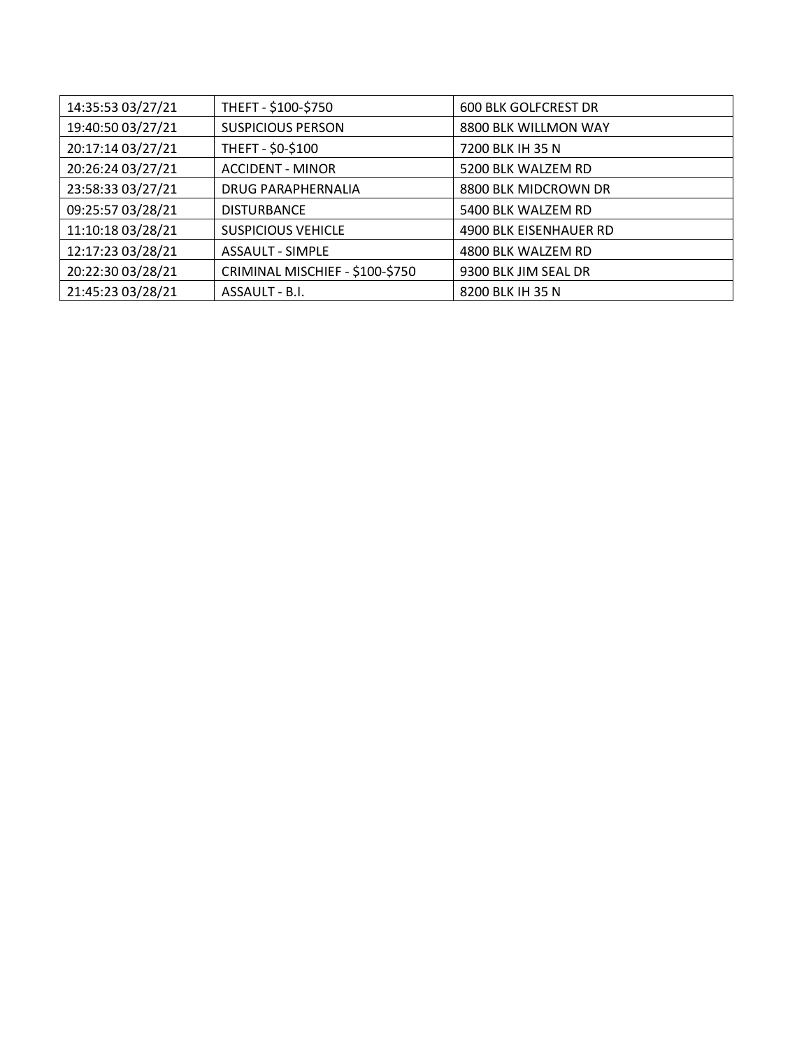| | | |
|---|---|---|
| 14:35:53 03/27/21 | THEFT - $100-$750 | 600 BLK GOLFCREST DR |
| 19:40:50 03/27/21 | SUSPICIOUS PERSON | 8800 BLK WILLMON WAY |
| 20:17:14 03/27/21 | THEFT - $0-$100 | 7200 BLK IH 35 N |
| 20:26:24 03/27/21 | ACCIDENT - MINOR | 5200 BLK WALZEM RD |
| 23:58:33 03/27/21 | DRUG PARAPHERNALIA | 8800 BLK MIDCROWN DR |
| 09:25:57 03/28/21 | DISTURBANCE | 5400 BLK WALZEM RD |
| 11:10:18 03/28/21 | SUSPICIOUS VEHICLE | 4900 BLK EISENHAUER RD |
| 12:17:23 03/28/21 | ASSAULT - SIMPLE | 4800 BLK WALZEM RD |
| 20:22:30 03/28/21 | CRIMINAL MISCHIEF - $100-$750 | 9300 BLK JIM SEAL DR |
| 21:45:23 03/28/21 | ASSAULT - B.I. | 8200 BLK IH 35 N |